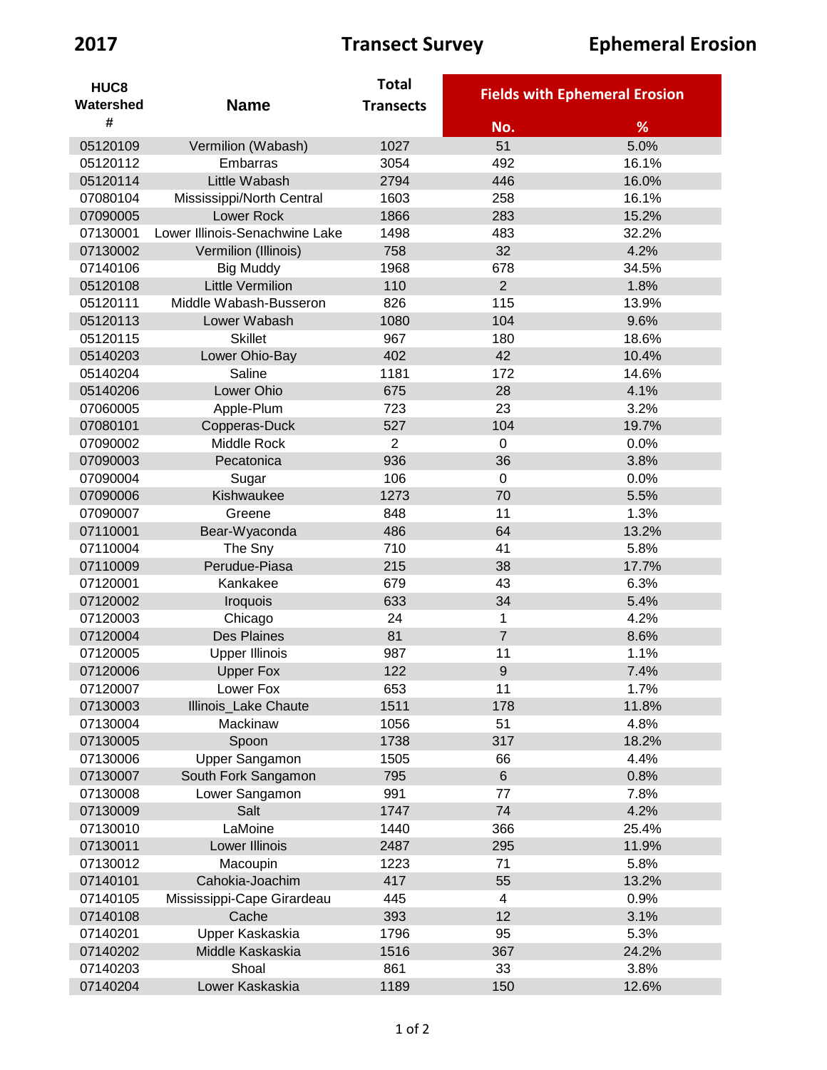**2017 Transect Survey Ephemeral Erosion**

| HUC8 Watershed # | Name | Total Transects | Fields with Ephemeral Erosion | |
|---|---|---|---|---|
| | | | No. | % |
| 05120109 | Vermilion (Wabash) | 1027 | 51 | 5.0% |
| 05120112 | Embarras | 3054 | 492 | 16.1% |
| 05120114 | Little Wabash | 2794 | 446 | 16.0% |
| 07080104 | Mississippi/North Central | 1603 | 258 | 16.1% |
| 07090005 | Lower Rock | 1866 | 283 | 15.2% |
| 07130001 | Lower Illinois-Senachwine Lake | 1498 | 483 | 32.2% |
| 07130002 | Vermilion (Illinois) | 758 | 32 | 4.2% |
| 07140106 | Big Muddy | 1968 | 678 | 34.5% |
| 05120108 | Little Vermilion | 110 | 2 | 1.8% |
| 05120111 | Middle Wabash-Busseron | 826 | 115 | 13.9% |
| 05120113 | Lower Wabash | 1080 | 104 | 9.6% |
| 05120115 | Skillet | 967 | 180 | 18.6% |
| 05140203 | Lower Ohio-Bay | 402 | 42 | 10.4% |
| 05140204 | Saline | 1181 | 172 | 14.6% |
| 05140206 | Lower Ohio | 675 | 28 | 4.1% |
| 07060005 | Apple-Plum | 723 | 23 | 3.2% |
| 07080101 | Copperas-Duck | 527 | 104 | 19.7% |
| 07090002 | Middle Rock | 2 | 0 | 0.0% |
| 07090003 | Pecatonica | 936 | 36 | 3.8% |
| 07090004 | Sugar | 106 | 0 | 0.0% |
| 07090006 | Kishwaukee | 1273 | 70 | 5.5% |
| 07090007 | Greene | 848 | 11 | 1.3% |
| 07110001 | Bear-Wyaconda | 486 | 64 | 13.2% |
| 07110004 | The Sny | 710 | 41 | 5.8% |
| 07110009 | Perudue-Piasa | 215 | 38 | 17.7% |
| 07120001 | Kankakee | 679 | 43 | 6.3% |
| 07120002 | Iroquois | 633 | 34 | 5.4% |
| 07120003 | Chicago | 24 | 1 | 4.2% |
| 07120004 | Des Plaines | 81 | 7 | 8.6% |
| 07120005 | Upper Illinois | 987 | 11 | 1.1% |
| 07120006 | Upper Fox | 122 | 9 | 7.4% |
| 07120007 | Lower Fox | 653 | 11 | 1.7% |
| 07130003 | Illinois_Lake Chaute | 1511 | 178 | 11.8% |
| 07130004 | Mackinaw | 1056 | 51 | 4.8% |
| 07130005 | Spoon | 1738 | 317 | 18.2% |
| 07130006 | Upper Sangamon | 1505 | 66 | 4.4% |
| 07130007 | South Fork Sangamon | 795 | 6 | 0.8% |
| 07130008 | Lower Sangamon | 991 | 77 | 7.8% |
| 07130009 | Salt | 1747 | 74 | 4.2% |
| 07130010 | LaMoine | 1440 | 366 | 25.4% |
| 07130011 | Lower Illinois | 2487 | 295 | 11.9% |
| 07130012 | Macoupin | 1223 | 71 | 5.8% |
| 07140101 | Cahokia-Joachim | 417 | 55 | 13.2% |
| 07140105 | Mississippi-Cape Girardeau | 445 | 4 | 0.9% |
| 07140108 | Cache | 393 | 12 | 3.1% |
| 07140201 | Upper Kaskaskia | 1796 | 95 | 5.3% |
| 07140202 | Middle Kaskaskia | 1516 | 367 | 24.2% |
| 07140203 | Shoal | 861 | 33 | 3.8% |
| 07140204 | Lower Kaskaskia | 1189 | 150 | 12.6% |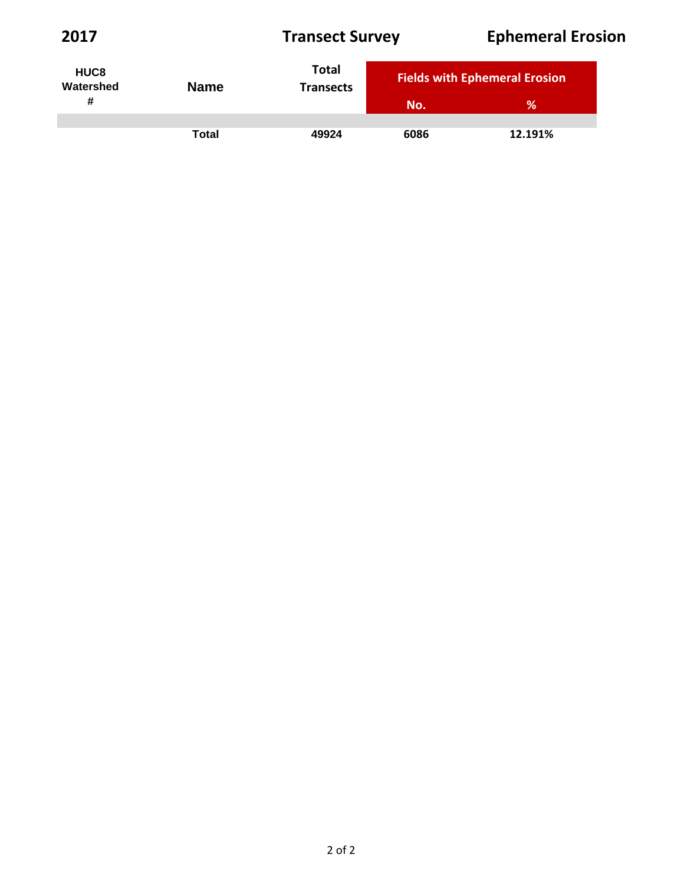**2017** **Transect Survey** **Ephemeral Erosion**

| HUC8 Watershed # | Name | Total Transects | Fields with Ephemeral Erosion | |
|---|---|---|---|---|
| | | | No. | % |
| | | | | |
| | **Total** | **49924** | **6086** | **12.191%** |